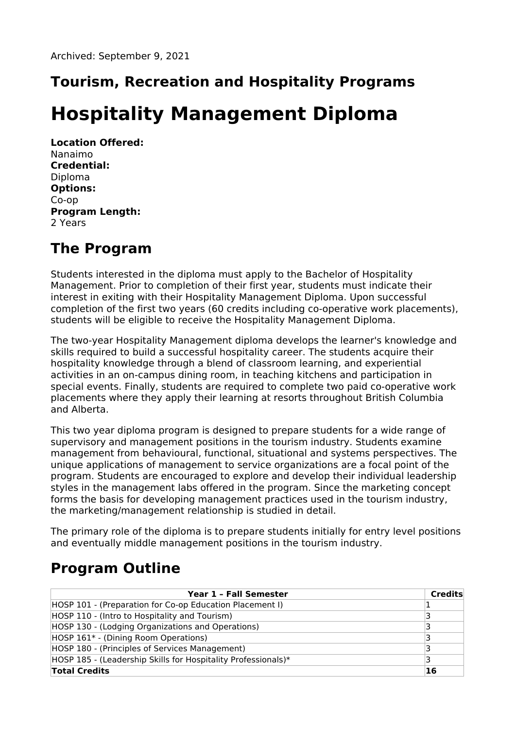Archived: September 9, 2021

## Tourism, Recreation and Hospitality Programs

# Hospitality Management Diploma

**Location Offered:**
Nanaimo
**Credential:**
Diploma
**Options:**
Co-op
**Program Length:**
2 Years

## The Program

Students interested in the diploma must apply to the Bachelor of Hospitality Management. Prior to completion of their first year, students must indicate their interest in exiting with their Hospitality Management Diploma. Upon successful completion of the first two years (60 credits including co-operative work placements), students will be eligible to receive the Hospitality Management Diploma.

The two-year Hospitality Management diploma develops the learner's knowledge and skills required to build a successful hospitality career. The students acquire their hospitality knowledge through a blend of classroom learning, and experiential activities in an on-campus dining room, in teaching kitchens and participation in special events. Finally, students are required to complete two paid co-operative work placements where they apply their learning at resorts throughout British Columbia and Alberta.

This two year diploma program is designed to prepare students for a wide range of supervisory and management positions in the tourism industry. Students examine management from behavioural, functional, situational and systems perspectives. The unique applications of management to service organizations are a focal point of the program. Students are encouraged to explore and develop their individual leadership styles in the management labs offered in the program. Since the marketing concept forms the basis for developing management practices used in the tourism industry, the marketing/management relationship is studied in detail.

The primary role of the diploma is to prepare students initially for entry level positions and eventually middle management positions in the tourism industry.

## Program Outline

| Year 1 – Fall Semester | Credits |
|---|---|
| HOSP 101 - (Preparation for Co-op Education Placement I) | 1 |
| HOSP 110 - (Intro to Hospitality and Tourism) | 3 |
| HOSP 130 - (Lodging Organizations and Operations) | 3 |
| HOSP 161* - (Dining Room Operations) | 3 |
| HOSP 180 - (Principles of Services Management) | 3 |
| HOSP 185 - (Leadership Skills for Hospitality Professionals)* | 3 |
| **Total Credits** | **16** |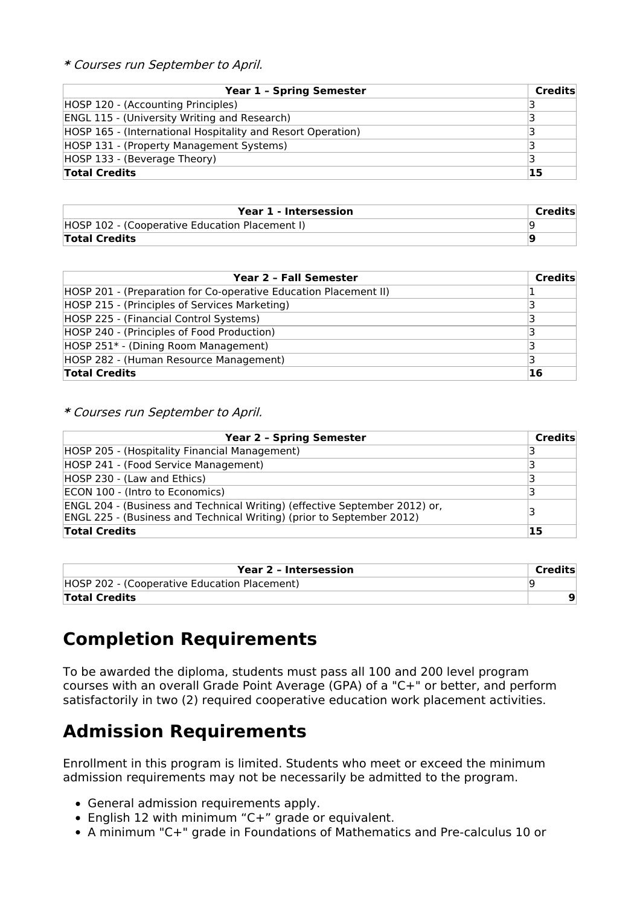*** Courses run September to April.*

| Year 1 – Spring Semester | Credits |
| --- | --- |
| HOSP 120 - (Accounting Principles) | 3 |
| ENGL 115 - (University Writing and Research) | 3 |
| HOSP 165 - (International Hospitality and Resort Operation) | 3 |
| HOSP 131 - (Property Management Systems) | 3 |
| HOSP 133 - (Beverage Theory) | 3 |
| **Total Credits** | **15** |

| Year 1 - Intersession | Credits |
| --- | --- |
| HOSP 102 - (Cooperative Education Placement I) | 9 |
| **Total Credits** | **9** |

| Year 2 – Fall Semester | Credits |
| --- | --- |
| HOSP 201 - (Preparation for Co-operative Education Placement II) | 1 |
| HOSP 215 - (Principles of Services Marketing) | 3 |
| HOSP 225 - (Financial Control Systems) | 3 |
| HOSP 240 - (Principles of Food Production) | 3 |
| HOSP 251* - (Dining Room Management) | 3 |
| HOSP 282 - (Human Resource Management) | 3 |
| **Total Credits** | **16** |

*** Courses run September to April.*

| Year 2 – Spring Semester | Credits |
| --- | --- |
| HOSP 205 - (Hospitality Financial Management) | 3 |
| HOSP 241 - (Food Service Management) | 3 |
| HOSP 230 - (Law and Ethics) | 3 |
| ECON 100 - (Intro to Economics) | 3 |
| ENGL 204 - (Business and Technical Writing) (effective September 2012) or, ENGL 225 - (Business and Technical Writing) (prior to September 2012) | 3 |
| **Total Credits** | **15** |

| Year 2 – Intersession | Credits |
| --- | --- |
| HOSP 202 - (Cooperative Education Placement) | 9 |
| **Total Credits** | **9** |

## Completion Requirements

To be awarded the diploma, students must pass all 100 and 200 level program courses with an overall Grade Point Average (GPA) of a "C+" or better, and perform satisfactorily in two (2) required cooperative education work placement activities.

## Admission Requirements

Enrollment in this program is limited. Students who meet or exceed the minimum admission requirements may not be necessarily be admitted to the program.

- General admission requirements apply.
- English 12 with minimum “C+” grade or equivalent.
- A minimum "C+" grade in Foundations of Mathematics and Pre-calculus 10 or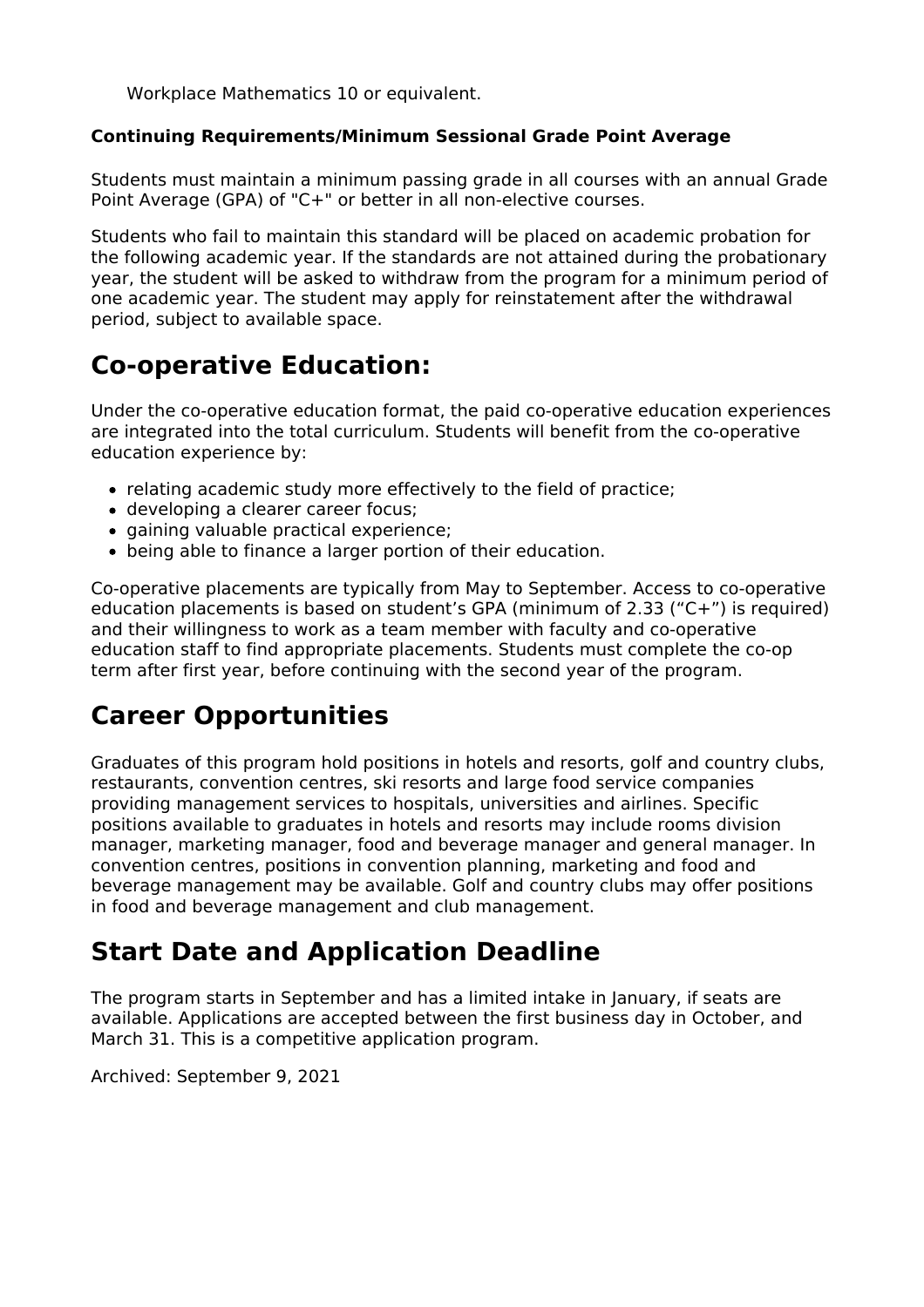Workplace Mathematics 10 or equivalent.

**Continuing Requirements/Minimum Sessional Grade Point Average**

Students must maintain a minimum passing grade in all courses with an annual Grade Point Average (GPA) of "C+" or better in all non-elective courses.

Students who fail to maintain this standard will be placed on academic probation for the following academic year. If the standards are not attained during the probationary year, the student will be asked to withdraw from the program for a minimum period of one academic year. The student may apply for reinstatement after the withdrawal period, subject to available space.

## Co-operative Education:

Under the co-operative education format, the paid co-operative education experiences are integrated into the total curriculum. Students will benefit from the co-operative education experience by:

- relating academic study more effectively to the field of practice;
- developing a clearer career focus;
- gaining valuable practical experience;
- being able to finance a larger portion of their education.

Co-operative placements are typically from May to September. Access to co-operative education placements is based on student's GPA (minimum of 2.33 ("C+") is required) and their willingness to work as a team member with faculty and co-operative education staff to find appropriate placements. Students must complete the co-op term after first year, before continuing with the second year of the program.

## Career Opportunities

Graduates of this program hold positions in hotels and resorts, golf and country clubs, restaurants, convention centres, ski resorts and large food service companies providing management services to hospitals, universities and airlines. Specific positions available to graduates in hotels and resorts may include rooms division manager, marketing manager, food and beverage manager and general manager. In convention centres, positions in convention planning, marketing and food and beverage management may be available. Golf and country clubs may offer positions in food and beverage management and club management.

## Start Date and Application Deadline

The program starts in September and has a limited intake in January, if seats are available. Applications are accepted between the first business day in October, and March 31. This is a competitive application program.

Archived: September 9, 2021